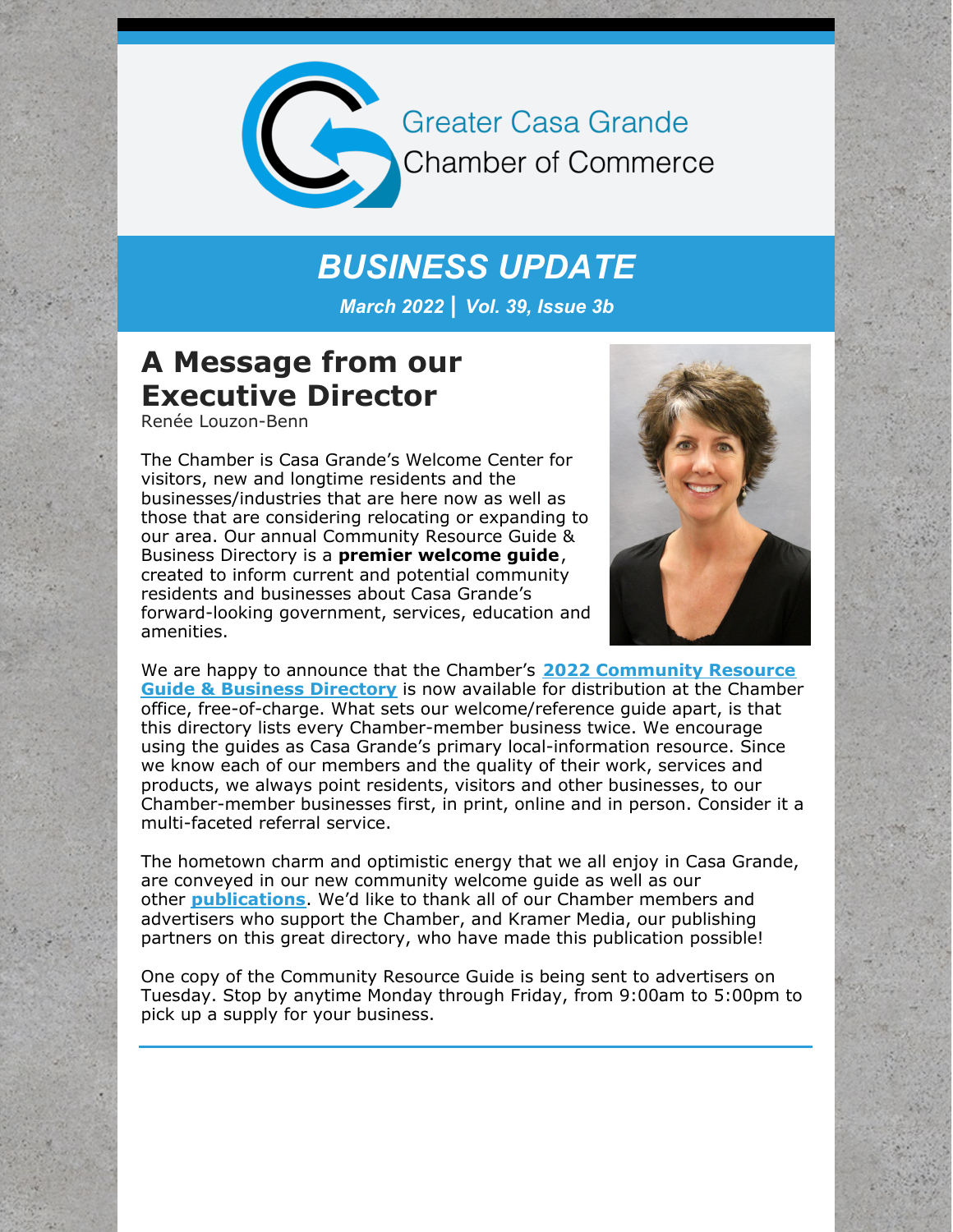Greater Casa Grande
Chamber of Commerce

# *BUSINESS UPDATE*

***March 2022 | Vol. 39, Issue 3b***

## A Message from our Executive Director

Renée Louzon-Benn

The Chamber is Casa Grande's Welcome Center for visitors, new and longtime residents and the businesses/industries that are here now as well as those that are considering relocating or expanding to our area. Our annual Community Resource Guide & Business Directory is a **premier welcome guide**, created to inform current and potential community residents and businesses about Casa Grande's forward-looking government, services, education and amenities.

We are happy to announce that the Chamber's **2022 Community Resource Guide & Business Directory** is now available for distribution at the Chamber office, free-of-charge. What sets our welcome/reference guide apart, is that this directory lists every Chamber-member business twice. We encourage using the guides as Casa Grande's primary local-information resource. Since we know each of our members and the quality of their work, services and products, we always point residents, visitors and other businesses, to our Chamber-member businesses first, in print, online and in person. Consider it a multi-faceted referral service.

The hometown charm and optimistic energy that we all enjoy in Casa Grande, are conveyed in our new community welcome guide as well as our other **publications**. We'd like to thank all of our Chamber members and advertisers who support the Chamber, and Kramer Media, our publishing partners on this great directory, who have made this publication possible!

One copy of the Community Resource Guide is being sent to advertisers on Tuesday. Stop by anytime Monday through Friday, from 9:00am to 5:00pm to pick up a supply for your business.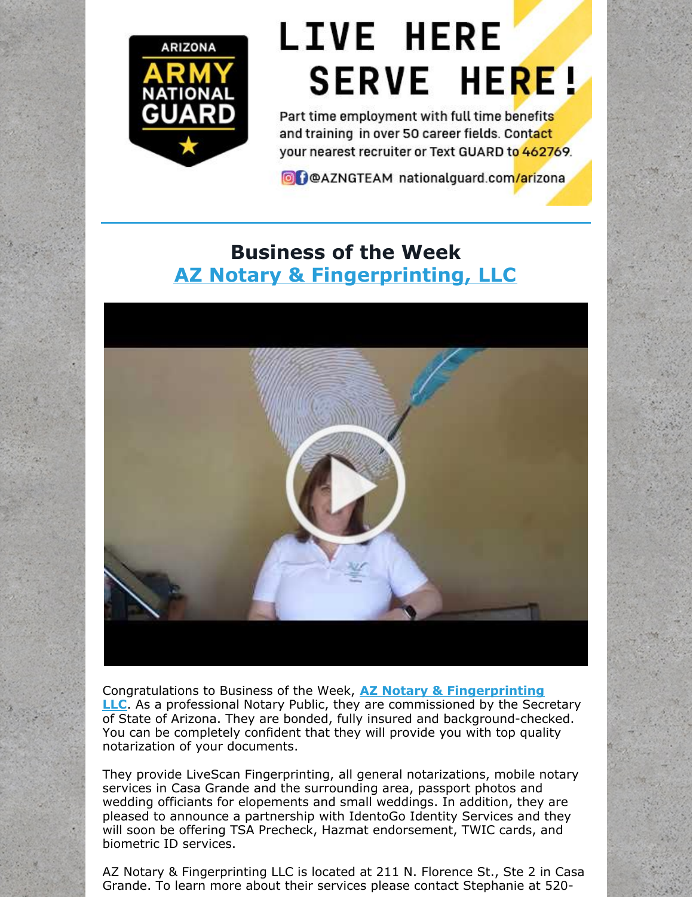ARIZONA ARMY NATIONAL GUARD

# LIVE HERE SERVE HERE!

Part time employment with full time benefits and training in over 50 career fields. Contact your nearest recruiter or Text GUARD to 462769.

@AZNGTEAM nationalguard.com/arizona

---

## Business of the Week
## AZ Notary & Fingerprinting, LLC

Congratulations to Business of the Week, **AZ Notary & Fingerprinting LLC**. As a professional Notary Public, they are commissioned by the Secretary of State of Arizona. They are bonded, fully insured and background-checked. You can be completely confident that they will provide you with top quality notarization of your documents.

They provide LiveScan Fingerprinting, all general notarizations, mobile notary services in Casa Grande and the surrounding area, passport photos and wedding officiants for elopements and small weddings. In addition, they are pleased to announce a partnership with IdentoGo Identity Services and they will soon be offering TSA Precheck, Hazmat endorsement, TWIC cards, and biometric ID services.

AZ Notary & Fingerprinting LLC is located at 211 N. Florence St., Ste 2 in Casa Grande. To learn more about their services please contact Stephanie at 520-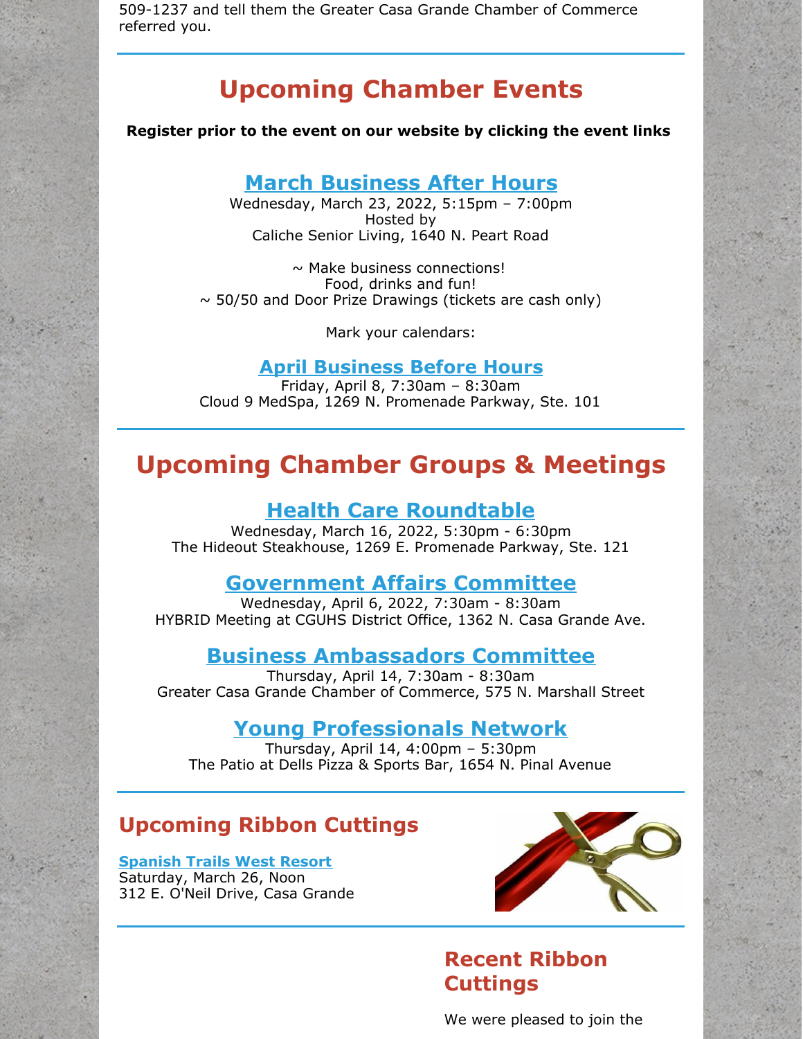509-1237 and tell them the Greater Casa Grande Chamber of Commerce referred you.

## Upcoming Chamber Events

**Register prior to the event on our website by clicking the event links**

### March Business After Hours

Wednesday, March 23, 2022, 5:15pm – 7:00pm
Hosted by
Caliche Senior Living, 1640 N. Peart Road

~ Make business connections!
Food, drinks and fun!
~ 50/50 and Door Prize Drawings (tickets are cash only)

Mark your calendars:

### April Business Before Hours

Friday, April 8, 7:30am – 8:30am
Cloud 9 MedSpa, 1269 N. Promenade Parkway, Ste. 101

## Upcoming Chamber Groups & Meetings

### Health Care Roundtable

Wednesday, March 16, 2022, 5:30pm - 6:30pm
The Hideout Steakhouse, 1269 E. Promenade Parkway, Ste. 121

### Government Affairs Committee

Wednesday, April 6, 2022, 7:30am - 8:30am
HYBRID Meeting at CGUHS District Office, 1362 N. Casa Grande Ave.

### Business Ambassadors Committee

Thursday, April 14, 7:30am - 8:30am
Greater Casa Grande Chamber of Commerce, 575 N. Marshall Street

### Young Professionals Network

Thursday, April 14, 4:00pm – 5:30pm
The Patio at Dells Pizza & Sports Bar, 1654 N. Pinal Avenue

## Upcoming Ribbon Cuttings

**Spanish Trails West Resort**
Saturday, March 26, Noon
312 E. O'Neil Drive, Casa Grande

## Recent Ribbon Cuttings

We were pleased to join the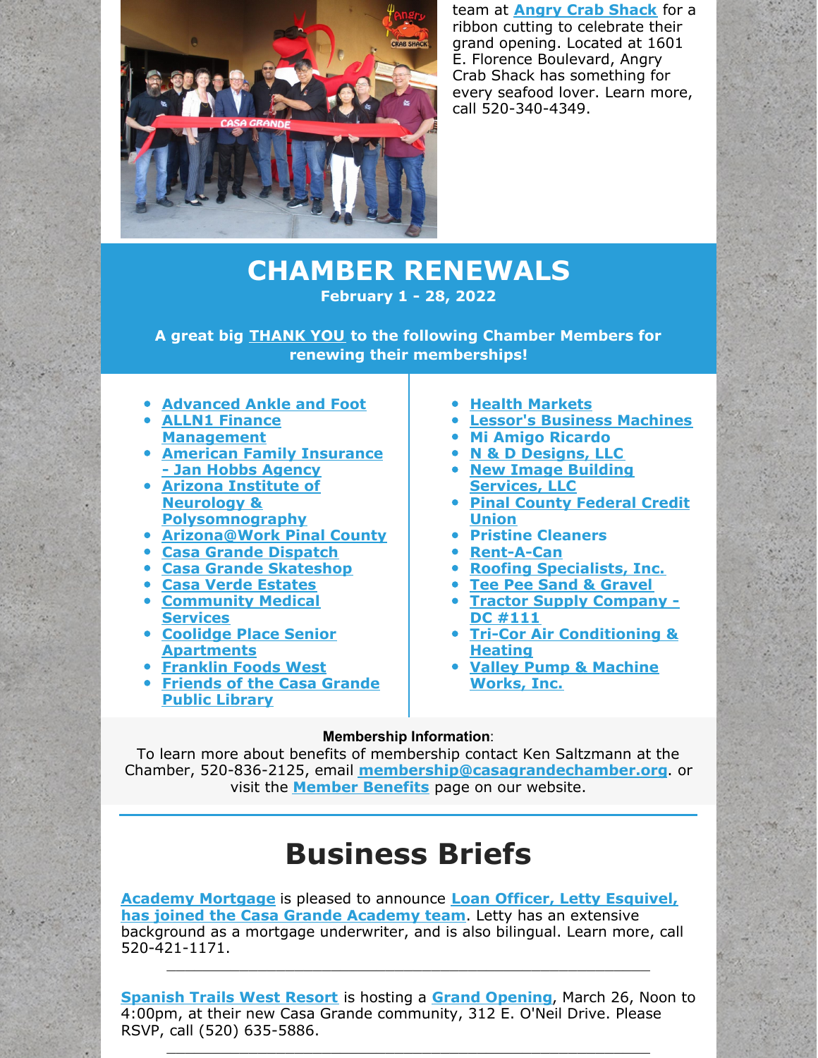team at **Angry Crab Shack** for a ribbon cutting to celebrate their grand opening. Located at 1601 E. Florence Boulevard, Angry Crab Shack has something for every seafood lover. Learn more, call 520-340-4349.

# CHAMBER RENEWALS

**February 1 - 28, 2022**

**A great big THANK YOU to the following Chamber Members for renewing their memberships!**

- **Advanced Ankle and Foot**
- **ALLN1 Finance Management**
- **American Family Insurance - Jan Hobbs Agency**
- **Arizona Institute of Neurology & Polysomnography**
- **Arizona@Work Pinal County**
- **Casa Grande Dispatch**
- **Casa Grande Skateshop**
- **Casa Verde Estates**
- **Community Medical Services**
- **Coolidge Place Senior Apartments**
- **Franklin Foods West**
- **Friends of the Casa Grande Public Library**
- **Health Markets**
- **Lessor's Business Machines**
- **Mi Amigo Ricardo**
- **N & D Designs, LLC**
- **New Image Building Services, LLC**
- **Pinal County Federal Credit Union**
- **Pristine Cleaners**
- **Rent-A-Can**
- **Roofing Specialists, Inc.**
- **Tee Pee Sand & Gravel**
- **Tractor Supply Company - DC #111**
- **Tri-Cor Air Conditioning & Heating**
- **Valley Pump & Machine Works, Inc.**

**Membership Information**:
To learn more about benefits of membership contact Ken Saltzmann at the Chamber, 520-836-2125, email **membership@casagrandechamber.org**. or visit the **Member Benefits** page on our website.

# Business Briefs

**Academy Mortgage** is pleased to announce **Loan Officer, Letty Esquivel, has joined the Casa Grande Academy team**. Letty has an extensive background as a mortgage underwriter, and is also bilingual. Learn more, call 520-421-1171.

---

**Spanish Trails West Resort** is hosting a **Grand Opening**, March 26, Noon to 4:00pm, at their new Casa Grande community, 312 E. O'Neil Drive. Please RSVP, call (520) 635-5886.

---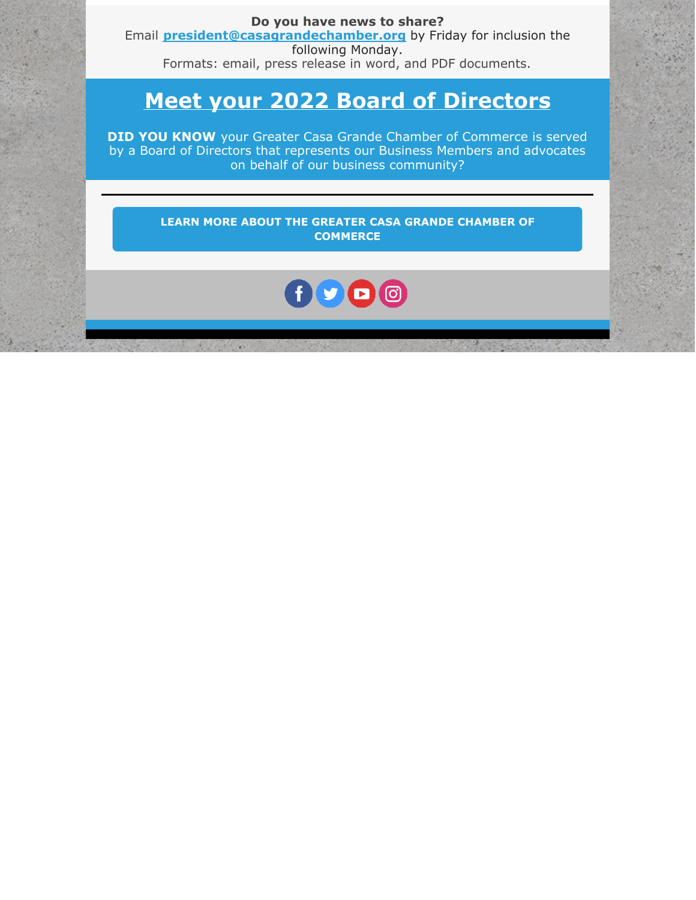**Do you have news to share?**
Email **president@casagrandechamber.org** by Friday for inclusion the following Monday.
Formats: email, press release in word, and PDF documents.

# Meet your 2022 Board of Directors

**DID YOU KNOW** your Greater Casa Grande Chamber of Commerce is served by a Board of Directors that represents our Business Members and advocates on behalf of our business community?

---

**LEARN MORE ABOUT THE GREATER CASA GRANDE CHAMBER OF COMMERCE**